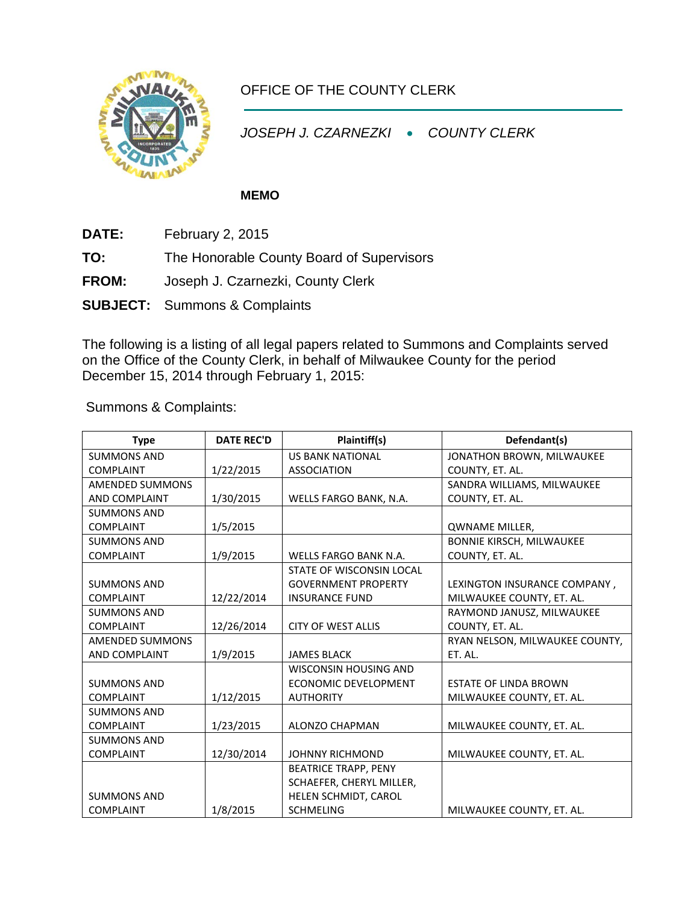OFFICE OF THE COUNTY CLERK

*JOSEPH J. CZARNEZKI • COUNTY CLERK*

**MEMO**

**DATE:** February 2, 2015

**TO:** The Honorable County Board of Supervisors

**FROM:** Joseph J. Czarnezki, County Clerk

**SUBJECT:** Summons & Complaints

The following is a listing of all legal papers related to Summons and Complaints served on the Office of the County Clerk, in behalf of Milwaukee County for the period December 15, 2014 through February 1, 2015:

Summons & Complaints:

| Type | DATE REC'D | Plaintiff(s) | Defendant(s) |
|---|---|---|---|
| SUMMONS AND COMPLAINT | 1/22/2015 | US BANK NATIONAL ASSOCIATION | JONATHON BROWN, MILWAUKEE COUNTY, ET. AL. |
| AMENDED SUMMONS AND COMPLAINT | 1/30/2015 | WELLS FARGO BANK, N.A. | SANDRA WILLIAMS, MILWAUKEE COUNTY, ET. AL. |
| SUMMONS AND COMPLAINT | 1/5/2015 | | QWNAME MILLER, |
| SUMMONS AND COMPLAINT | 1/9/2015 | WELLS FARGO BANK N.A. | BONNIE KIRSCH, MILWAUKEE COUNTY, ET. AL. |
| SUMMONS AND COMPLAINT | 12/22/2014 | STATE OF WISCONSIN LOCAL GOVERNMENT PROPERTY INSURANCE FUND | LEXINGTON INSURANCE COMPANY , MILWAUKEE COUNTY, ET. AL. |
| SUMMONS AND COMPLAINT | 12/26/2014 | CITY OF WEST ALLIS | RAYMOND JANUSZ, MILWAUKEE COUNTY, ET. AL. |
| AMENDED SUMMONS AND COMPLAINT | 1/9/2015 | JAMES BLACK | RYAN NELSON, MILWAUKEE COUNTY, ET. AL. |
| SUMMONS AND COMPLAINT | 1/12/2015 | WISCONSIN HOUSING AND ECONOMIC DEVELOPMENT AUTHORITY | ESTATE OF LINDA BROWN MILWAUKEE COUNTY, ET. AL. |
| SUMMONS AND COMPLAINT | 1/23/2015 | ALONZO CHAPMAN | MILWAUKEE COUNTY, ET. AL. |
| SUMMONS AND COMPLAINT | 12/30/2014 | JOHNNY RICHMOND | MILWAUKEE COUNTY, ET. AL. |
| SUMMONS AND COMPLAINT | 1/8/2015 | BEATRICE TRAPP, PENY SCHAEFER, CHERYL MILLER, HELEN SCHMIDT, CAROL SCHMELING | MILWAUKEE COUNTY, ET. AL. |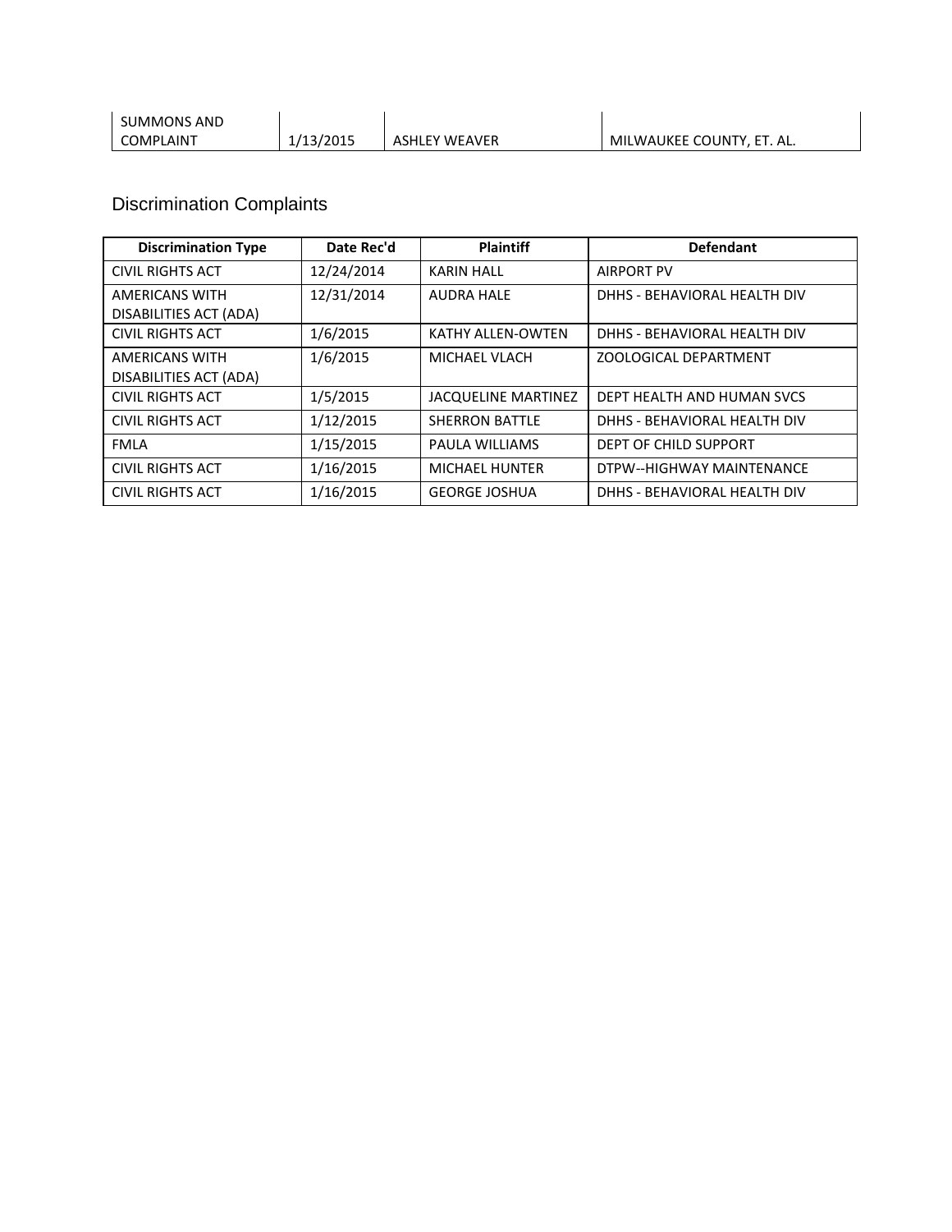| | | | |
|---|---|---|---|
| SUMMONS AND COMPLAINT | 1/13/2015 | ASHLEY WEAVER | MILWAUKEE COUNTY, ET. AL. |

## Discrimination Complaints

| Discrimination Type | Date Rec'd | Plaintiff | Defendant |
|---|---|---|---|
| CIVIL RIGHTS ACT | 12/24/2014 | KARIN HALL | AIRPORT PV |
| AMERICANS WITH DISABILITIES ACT (ADA) | 12/31/2014 | AUDRA HALE | DHHS - BEHAVIORAL HEALTH DIV |
| CIVIL RIGHTS ACT | 1/6/2015 | KATHY ALLEN-OWTEN | DHHS - BEHAVIORAL HEALTH DIV |
| AMERICANS WITH DISABILITIES ACT (ADA) | 1/6/2015 | MICHAEL VLACH | ZOOLOGICAL DEPARTMENT |
| CIVIL RIGHTS ACT | 1/5/2015 | JACQUELINE MARTINEZ | DEPT HEALTH AND HUMAN SVCS |
| CIVIL RIGHTS ACT | 1/12/2015 | SHERRON BATTLE | DHHS - BEHAVIORAL HEALTH DIV |
| FMLA | 1/15/2015 | PAULA WILLIAMS | DEPT OF CHILD SUPPORT |
| CIVIL RIGHTS ACT | 1/16/2015 | MICHAEL HUNTER | DTPW--HIGHWAY MAINTENANCE |
| CIVIL RIGHTS ACT | 1/16/2015 | GEORGE JOSHUA | DHHS - BEHAVIORAL HEALTH DIV |